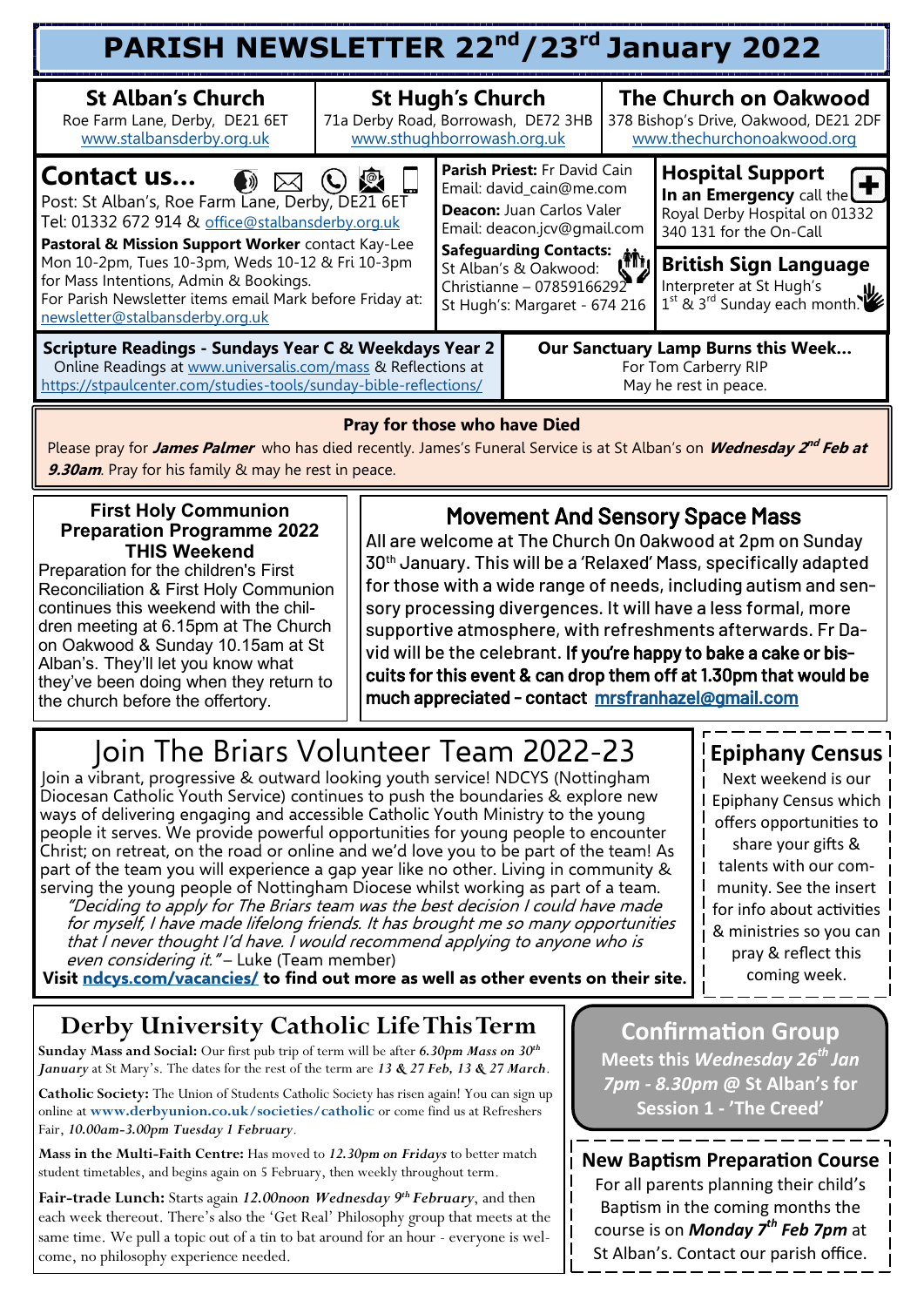# PARISH NEWSLETTER 22nd/23rd January 2022

**St Alban's Church**
Roe Farm Lane, Derby, DE21 6ET
www.stalbansderby.org.uk

**St Hugh's Church**
71a Derby Road, Borrowash, DE72 3HB
www.sthughborrowash.org.uk

**The Church on Oakwood**
378 Bishop's Drive, Oakwood, DE21 2DF
www.thechurchonoakwood.org

## Contact us...

Post: St Alban's, Roe Farm Lane, Derby, DE21 6ET
Tel: 01332 672 914 & office@stalbansderby.org.uk

**Pastoral & Mission Support Worker** contact Kay-Lee Mon 10-2pm, Tues 10-3pm, Weds 10-12 & Fri 10-3pm for Mass Intentions, Admin & Bookings.
For Parish Newsletter items email Mark before Friday at: newsletter@stalbansderby.org.uk

**Parish Priest:** Fr David Cain
Email: david_cain@me.com

**Deacon:** Juan Carlos Valer
Email: deacon.jcv@gmail.com

**Safeguarding Contacts:**
St Alban's & Oakwood: Christianne – 07859166292
St Hugh's: Margaret - 674 216

**Hospital Support**
**In an Emergency** call the Royal Derby Hospital on 01332 340 131 for the On-Call

**British Sign Language**
Interpreter at St Hugh's 1st & 3rd Sunday each month.

**Scripture Readings - Sundays Year C & Weekdays Year 2**
Online Readings at www.universalis.com/mass & Reflections at https://stpaulcenter.com/studies-tools/sunday-bible-reflections/

**Our Sanctuary Lamp Burns this Week...**
For Tom Carberry RIP
May he rest in peace.

### Pray for those who have Died

Please pray for ***James Palmer*** who has died recently. James's Funeral Service is at St Alban's on ***Wednesday 2nd Feb at 9.30am***. Pray for his family & may he rest in peace.

### First Holy Communion Preparation Programme 2022 THIS Weekend

Preparation for the children's First Reconciliation & First Holy Communion continues this weekend with the children meeting at 6.15pm at The Church on Oakwood & Sunday 10.15am at St Alban's. They'll let you know what they've been doing when they return to the church before the offertory.

### Movement And Sensory Space Mass

All are welcome at The Church On Oakwood at 2pm on Sunday 30th January. This will be a 'Relaxed' Mass, specifically adapted for those with a wide range of needs, including autism and sensory processing divergences. It will have a less formal, more supportive atmosphere, with refreshments afterwards. Fr David will be the celebrant. **If you're happy to bake a cake or biscuits for this event & can drop them off at 1.30pm that would be much appreciated - contact mrsfranhazel@gmail.com**

## Join The Briars Volunteer Team 2022-23

Join a vibrant, progressive & outward looking youth service! NDCYS (Nottingham Diocesan Catholic Youth Service) continues to push the boundaries & explore new ways of delivering engaging and accessible Catholic Youth Ministry to the young people it serves. We provide powerful opportunities for young people to encounter Christ; on retreat, on the road or online and we'd love you to be part of the team! As part of the team you will experience a gap year like no other. Living in community & serving the young people of Nottingham Diocese whilst working as part of a team.

*"Deciding to apply for The Briars team was the best decision I could have made for myself, I have made lifelong friends. It has brought me so many opportunities that I never thought I'd have. I would recommend applying to anyone who is even considering it."* – Luke (Team member)

**Visit ndcys.com/vacancies/ to find out more as well as other events on their site.**

### Epiphany Census

Next weekend is our Epiphany Census which offers opportunities to share your gifts & talents with our community. See the insert for info about activities & ministries so you can pray & reflect this coming week.

## Derby University Catholic Life This Term

**Sunday Mass and Social:** Our first pub trip of term will be after ***6.30pm Mass on 30th January*** at St Mary's. The dates for the rest of the term are ***13 & 27 Feb, 13 & 27 March***.

**Catholic Society:** The Union of Students Catholic Society has risen again! You can sign up online at **www.derbyunion.co.uk/societies/catholic** or come find us at Refreshers Fair, ***10.00am-3.00pm Tuesday 1 February***.

**Mass in the Multi-Faith Centre:** Has moved to ***12.30pm on Fridays*** to better match student timetables, and begins again on 5 February, then weekly throughout term.

**Fair-trade Lunch:** Starts again ***12.00noon Wednesday 9th February***, and then each week thereout. There's also the 'Get Real' Philosophy group that meets at the same time. We pull a topic out of a tin to bat around for an hour - everyone is welcome, no philosophy experience needed.

### Confirmation Group

**Meets this *Wednesday 26th Jan 7pm - 8.30pm* @ St Alban's for Session 1 - 'The Creed'**

### New Baptism Preparation Course

For all parents planning their child's Baptism in the coming months the course is on ***Monday 7th Feb 7pm*** at St Alban's. Contact our parish office.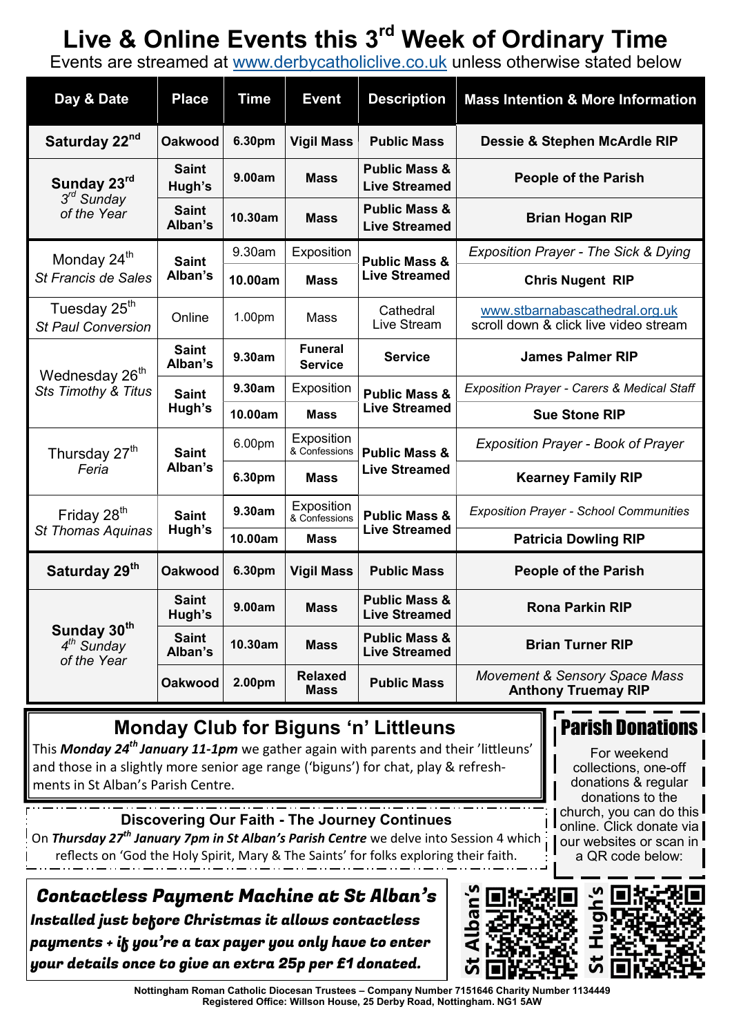# Live & Online Events this 3rd Week of Ordinary Time

Events are streamed at www.derbycatholiclive.co.uk unless otherwise stated below

| Day & Date | Place | Time | Event | Description | Mass Intention & More Information |
|---|---|---|---|---|---|
| **Saturday 22nd** | **Oakwood** | **6.30pm** | **Vigil Mass** | **Public Mass** | **Dessie & Stephen McArdle RIP** |
| **Sunday 23rd** *3rd Sunday of the Year* | **Saint Hugh's** | **9.00am** | **Mass** | **Public Mass & Live Streamed** | **People of the Parish** |
| | **Saint Alban's** | **10.30am** | **Mass** | **Public Mass & Live Streamed** | **Brian Hogan RIP** |
| Monday 24th *St Francis de Sales* | **Saint Alban's** | 9.30am | Exposition | **Public Mass & Live Streamed** | *Exposition Prayer - The Sick & Dying* |
| | | **10.00am** | **Mass** | | **Chris Nugent RIP** |
| Tuesday 25th *St Paul Conversion* | Online | 1.00pm | Mass | Cathedral Live Stream | www.stbarnabascathedral.org.uk scroll down & click live video stream |
| Wednesday 26th *Sts Timothy & Titus* | **Saint Alban's** | **9.30am** | **Funeral Service** | **Service** | **James Palmer RIP** |
| | **Saint Hugh's** | **9.30am** | Exposition | **Public Mass & Live Streamed** | *Exposition Prayer - Carers & Medical Staff* |
| | | **10.00am** | **Mass** | | **Sue Stone RIP** |
| Thursday 27th *Feria* | **Saint Alban's** | 6.00pm | Exposition & Confessions | **Public Mass & Live Streamed** | *Exposition Prayer - Book of Prayer* |
| | | **6.30pm** | **Mass** | | **Kearney Family RIP** |
| Friday 28th *St Thomas Aquinas* | **Saint Hugh's** | **9.30am** | Exposition & Confessions | **Public Mass & Live Streamed** | *Exposition Prayer - School Communities* |
| | | **10.00am** | **Mass** | | **Patricia Dowling RIP** |
| **Saturday 29th** | **Oakwood** | **6.30pm** | **Vigil Mass** | **Public Mass** | **People of the Parish** |
| **Sunday 30th** *4th Sunday of the Year* | **Saint Hugh's** | **9.00am** | **Mass** | **Public Mass & Live Streamed** | **Rona Parkin RIP** |
| | **Saint Alban's** | **10.30am** | **Mass** | **Public Mass & Live Streamed** | **Brian Turner RIP** |
| | **Oakwood** | **2.00pm** | **Relaxed Mass** | **Public Mass** | *Movement & Sensory Space Mass* **Anthony Truemay RIP** |

## Monday Club for Biguns 'n' Littleuns

This ***Monday 24th January 11-1pm*** we gather again with parents and their 'littleuns' and those in a slightly more senior age range ('biguns') for chat, play & refreshments in St Alban's Parish Centre.

### Discovering Our Faith - The Journey Continues

On ***Thursday 27th January 7pm in St Alban's Parish Centre*** we delve into Session 4 which reflects on 'God the Holy Spirit, Mary & The Saints' for folks exploring their faith.

## Contactless Payment Machine at St Alban's

***Installed just before Christmas it allows contactless payments + if you're a tax payer you only have to enter your details once to give an extra 25p per £1 donated.***

## Parish Donations

For weekend collections, one-off donations & regular donations to the church, you can do this online. Click donate via our websites or scan in a QR code below:

St Alban's

St Hugh's

Nottingham Roman Catholic Diocesan Trustees – Company Number 7151646 Charity Number 1134449
Registered Office: Willson House, 25 Derby Road, Nottingham. NG1 5AW